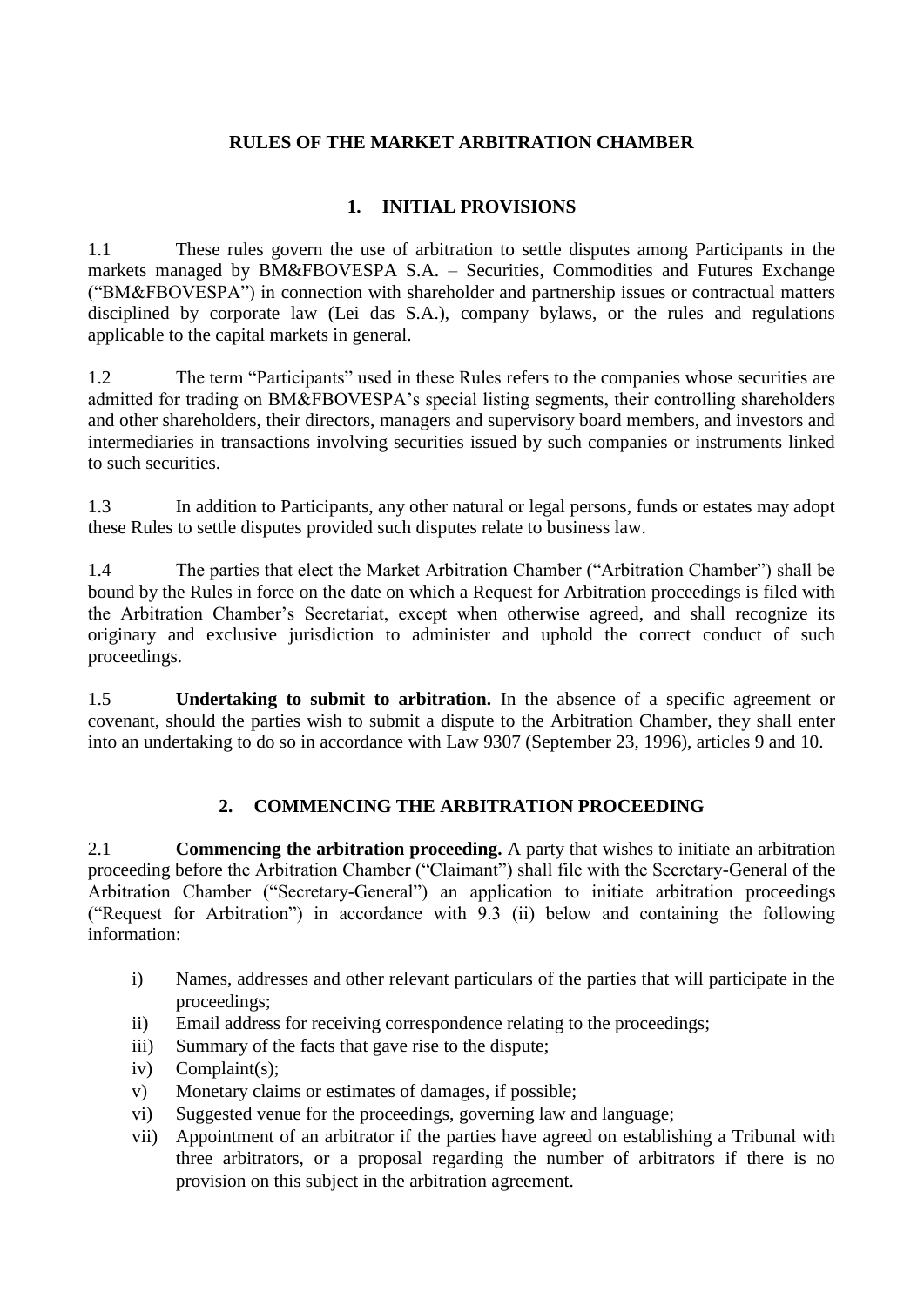# RULES OF THE MARKET ARBITRATION CHAMBER

## 1. INITIAL PROVISIONS

1.1 These rules govern the use of arbitration to settle disputes among Participants in the markets managed by BM&FBOVESPA S.A. – Securities, Commodities and Futures Exchange ("BM&FBOVESPA") in connection with shareholder and partnership issues or contractual matters disciplined by corporate law (Lei das S.A.), company bylaws, or the rules and regulations applicable to the capital markets in general.

1.2 The term "Participants" used in these Rules refers to the companies whose securities are admitted for trading on BM&FBOVESPA's special listing segments, their controlling shareholders and other shareholders, their directors, managers and supervisory board members, and investors and intermediaries in transactions involving securities issued by such companies or instruments linked to such securities.

1.3 In addition to Participants, any other natural or legal persons, funds or estates may adopt these Rules to settle disputes provided such disputes relate to business law.

1.4 The parties that elect the Market Arbitration Chamber ("Arbitration Chamber") shall be bound by the Rules in force on the date on which a Request for Arbitration proceedings is filed with the Arbitration Chamber's Secretariat, except when otherwise agreed, and shall recognize its originary and exclusive jurisdiction to administer and uphold the correct conduct of such proceedings.

1.5 **Undertaking to submit to arbitration.** In the absence of a specific agreement or covenant, should the parties wish to submit a dispute to the Arbitration Chamber, they shall enter into an undertaking to do so in accordance with Law 9307 (September 23, 1996), articles 9 and 10.

## 2. COMMENCING THE ARBITRATION PROCEEDING

2.1 **Commencing the arbitration proceeding.** A party that wishes to initiate an arbitration proceeding before the Arbitration Chamber ("Claimant") shall file with the Secretary-General of the Arbitration Chamber ("Secretary-General") an application to initiate arbitration proceedings ("Request for Arbitration") in accordance with 9.3 (ii) below and containing the following information:

i) Names, addresses and other relevant particulars of the parties that will participate in the proceedings;
ii) Email address for receiving correspondence relating to the proceedings;
iii) Summary of the facts that gave rise to the dispute;
iv) Complaint(s);
v) Monetary claims or estimates of damages, if possible;
vi) Suggested venue for the proceedings, governing law and language;
vii) Appointment of an arbitrator if the parties have agreed on establishing a Tribunal with three arbitrators, or a proposal regarding the number of arbitrators if there is no provision on this subject in the arbitration agreement.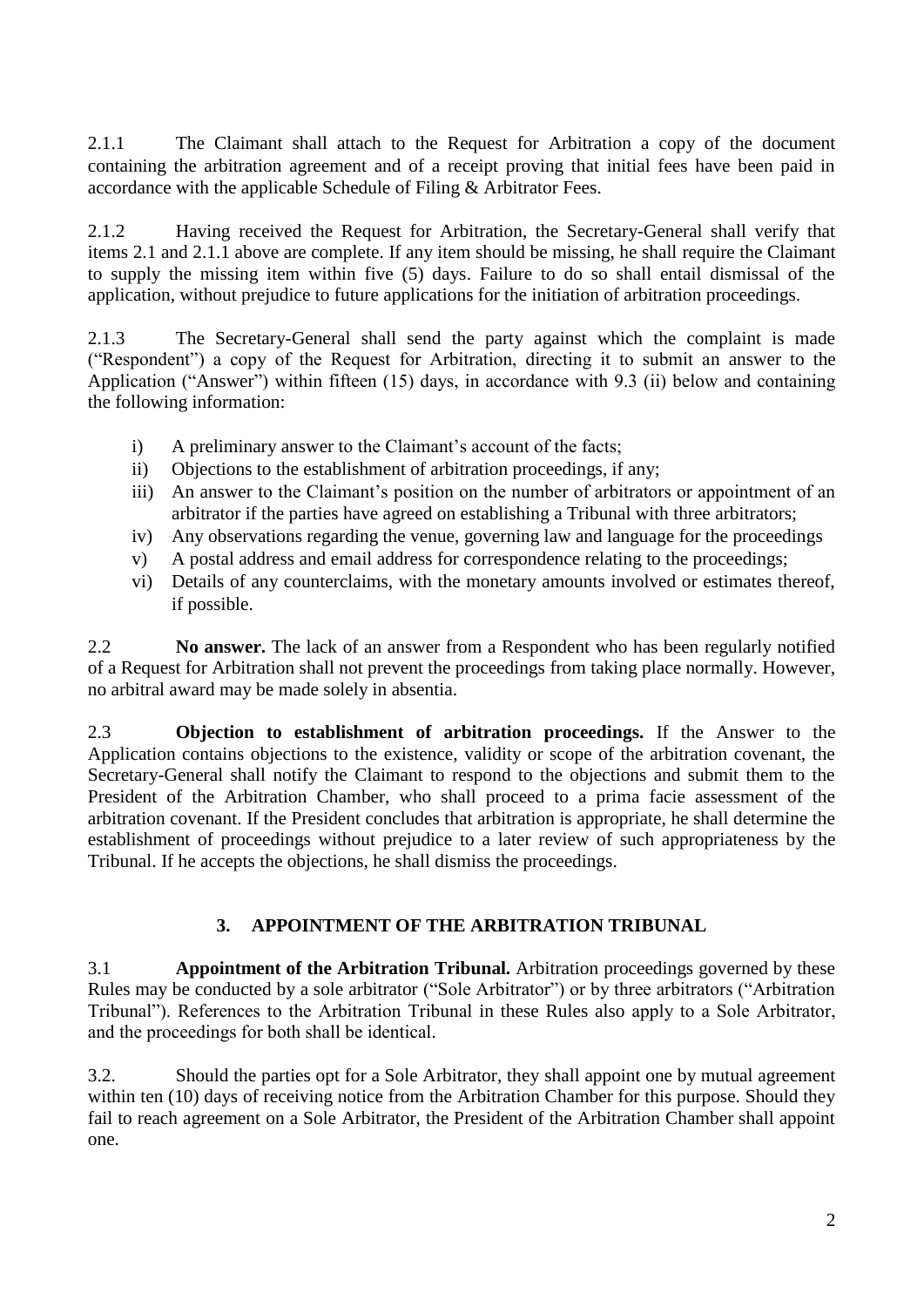2.1.1 The Claimant shall attach to the Request for Arbitration a copy of the document containing the arbitration agreement and of a receipt proving that initial fees have been paid in accordance with the applicable Schedule of Filing & Arbitrator Fees.

2.1.2 Having received the Request for Arbitration, the Secretary-General shall verify that items 2.1 and 2.1.1 above are complete. If any item should be missing, he shall require the Claimant to supply the missing item within five (5) days. Failure to do so shall entail dismissal of the application, without prejudice to future applications for the initiation of arbitration proceedings.

2.1.3 The Secretary-General shall send the party against which the complaint is made ("Respondent") a copy of the Request for Arbitration, directing it to submit an answer to the Application ("Answer") within fifteen (15) days, in accordance with 9.3 (ii) below and containing the following information:

- i) A preliminary answer to the Claimant's account of the facts;
- ii) Objections to the establishment of arbitration proceedings, if any;
- iii) An answer to the Claimant's position on the number of arbitrators or appointment of an arbitrator if the parties have agreed on establishing a Tribunal with three arbitrators;
- iv) Any observations regarding the venue, governing law and language for the proceedings
- v) A postal address and email address for correspondence relating to the proceedings;
- vi) Details of any counterclaims, with the monetary amounts involved or estimates thereof, if possible.

2.2 **No answer.** The lack of an answer from a Respondent who has been regularly notified of a Request for Arbitration shall not prevent the proceedings from taking place normally. However, no arbitral award may be made solely in absentia.

2.3 **Objection to establishment of arbitration proceedings.** If the Answer to the Application contains objections to the existence, validity or scope of the arbitration covenant, the Secretary-General shall notify the Claimant to respond to the objections and submit them to the President of the Arbitration Chamber, who shall proceed to a prima facie assessment of the arbitration covenant. If the President concludes that arbitration is appropriate, he shall determine the establishment of proceedings without prejudice to a later review of such appropriateness by the Tribunal. If he accepts the objections, he shall dismiss the proceedings.

## 3. APPOINTMENT OF THE ARBITRATION TRIBUNAL

3.1 **Appointment of the Arbitration Tribunal.** Arbitration proceedings governed by these Rules may be conducted by a sole arbitrator ("Sole Arbitrator") or by three arbitrators ("Arbitration Tribunal"). References to the Arbitration Tribunal in these Rules also apply to a Sole Arbitrator, and the proceedings for both shall be identical.

3.2. Should the parties opt for a Sole Arbitrator, they shall appoint one by mutual agreement within ten (10) days of receiving notice from the Arbitration Chamber for this purpose. Should they fail to reach agreement on a Sole Arbitrator, the President of the Arbitration Chamber shall appoint one.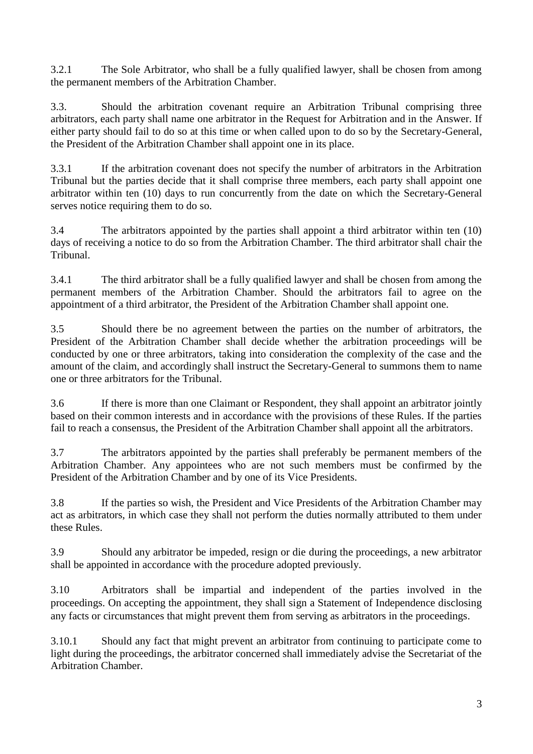3.2.1 The Sole Arbitrator, who shall be a fully qualified lawyer, shall be chosen from among the permanent members of the Arbitration Chamber.

3.3. Should the arbitration covenant require an Arbitration Tribunal comprising three arbitrators, each party shall name one arbitrator in the Request for Arbitration and in the Answer. If either party should fail to do so at this time or when called upon to do so by the Secretary-General, the President of the Arbitration Chamber shall appoint one in its place.

3.3.1 If the arbitration covenant does not specify the number of arbitrators in the Arbitration Tribunal but the parties decide that it shall comprise three members, each party shall appoint one arbitrator within ten (10) days to run concurrently from the date on which the Secretary-General serves notice requiring them to do so.

3.4 The arbitrators appointed by the parties shall appoint a third arbitrator within ten (10) days of receiving a notice to do so from the Arbitration Chamber. The third arbitrator shall chair the Tribunal.

3.4.1 The third arbitrator shall be a fully qualified lawyer and shall be chosen from among the permanent members of the Arbitration Chamber. Should the arbitrators fail to agree on the appointment of a third arbitrator, the President of the Arbitration Chamber shall appoint one.

3.5 Should there be no agreement between the parties on the number of arbitrators, the President of the Arbitration Chamber shall decide whether the arbitration proceedings will be conducted by one or three arbitrators, taking into consideration the complexity of the case and the amount of the claim, and accordingly shall instruct the Secretary-General to summons them to name one or three arbitrators for the Tribunal.

3.6 If there is more than one Claimant or Respondent, they shall appoint an arbitrator jointly based on their common interests and in accordance with the provisions of these Rules. If the parties fail to reach a consensus, the President of the Arbitration Chamber shall appoint all the arbitrators.

3.7 The arbitrators appointed by the parties shall preferably be permanent members of the Arbitration Chamber. Any appointees who are not such members must be confirmed by the President of the Arbitration Chamber and by one of its Vice Presidents.

3.8 If the parties so wish, the President and Vice Presidents of the Arbitration Chamber may act as arbitrators, in which case they shall not perform the duties normally attributed to them under these Rules.

3.9 Should any arbitrator be impeded, resign or die during the proceedings, a new arbitrator shall be appointed in accordance with the procedure adopted previously.

3.10 Arbitrators shall be impartial and independent of the parties involved in the proceedings. On accepting the appointment, they shall sign a Statement of Independence disclosing any facts or circumstances that might prevent them from serving as arbitrators in the proceedings.

3.10.1 Should any fact that might prevent an arbitrator from continuing to participate come to light during the proceedings, the arbitrator concerned shall immediately advise the Secretariat of the Arbitration Chamber.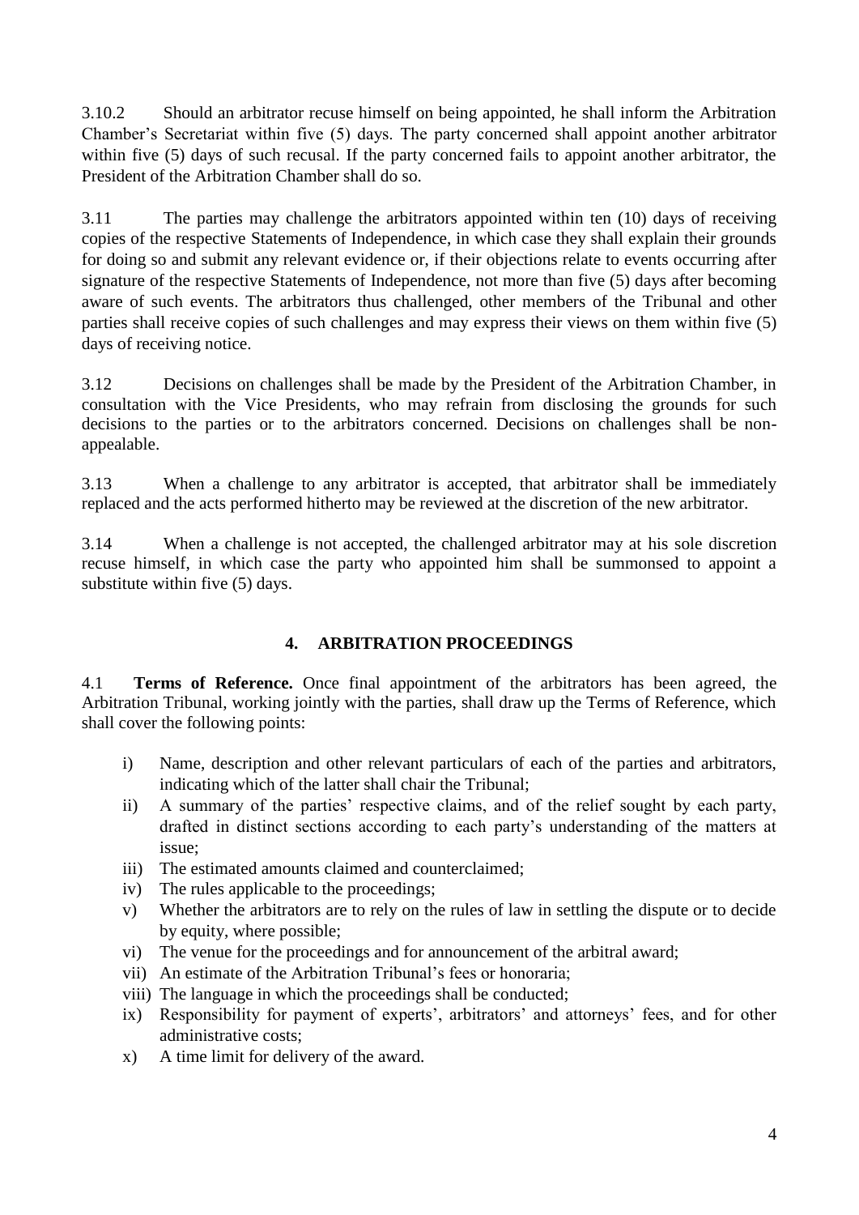3.10.2 Should an arbitrator recuse himself on being appointed, he shall inform the Arbitration Chamber's Secretariat within five (5) days. The party concerned shall appoint another arbitrator within five (5) days of such recusal. If the party concerned fails to appoint another arbitrator, the President of the Arbitration Chamber shall do so.

3.11 The parties may challenge the arbitrators appointed within ten (10) days of receiving copies of the respective Statements of Independence, in which case they shall explain their grounds for doing so and submit any relevant evidence or, if their objections relate to events occurring after signature of the respective Statements of Independence, not more than five (5) days after becoming aware of such events. The arbitrators thus challenged, other members of the Tribunal and other parties shall receive copies of such challenges and may express their views on them within five (5) days of receiving notice.

3.12 Decisions on challenges shall be made by the President of the Arbitration Chamber, in consultation with the Vice Presidents, who may refrain from disclosing the grounds for such decisions to the parties or to the arbitrators concerned. Decisions on challenges shall be non-appealable.

3.13 When a challenge to any arbitrator is accepted, that arbitrator shall be immediately replaced and the acts performed hitherto may be reviewed at the discretion of the new arbitrator.

3.14 When a challenge is not accepted, the challenged arbitrator may at his sole discretion recuse himself, in which case the party who appointed him shall be summonsed to appoint a substitute within five (5) days.

## 4. ARBITRATION PROCEEDINGS

4.1 **Terms of Reference.** Once final appointment of the arbitrators has been agreed, the Arbitration Tribunal, working jointly with the parties, shall draw up the Terms of Reference, which shall cover the following points:

- i) Name, description and other relevant particulars of each of the parties and arbitrators, indicating which of the latter shall chair the Tribunal;
- ii) A summary of the parties' respective claims, and of the relief sought by each party, drafted in distinct sections according to each party's understanding of the matters at issue;
- iii) The estimated amounts claimed and counterclaimed;
- iv) The rules applicable to the proceedings;
- v) Whether the arbitrators are to rely on the rules of law in settling the dispute or to decide by equity, where possible;
- vi) The venue for the proceedings and for announcement of the arbitral award;
- vii) An estimate of the Arbitration Tribunal's fees or honoraria;
- viii) The language in which the proceedings shall be conducted;
- ix) Responsibility for payment of experts', arbitrators' and attorneys' fees, and for other administrative costs;
- x) A time limit for delivery of the award.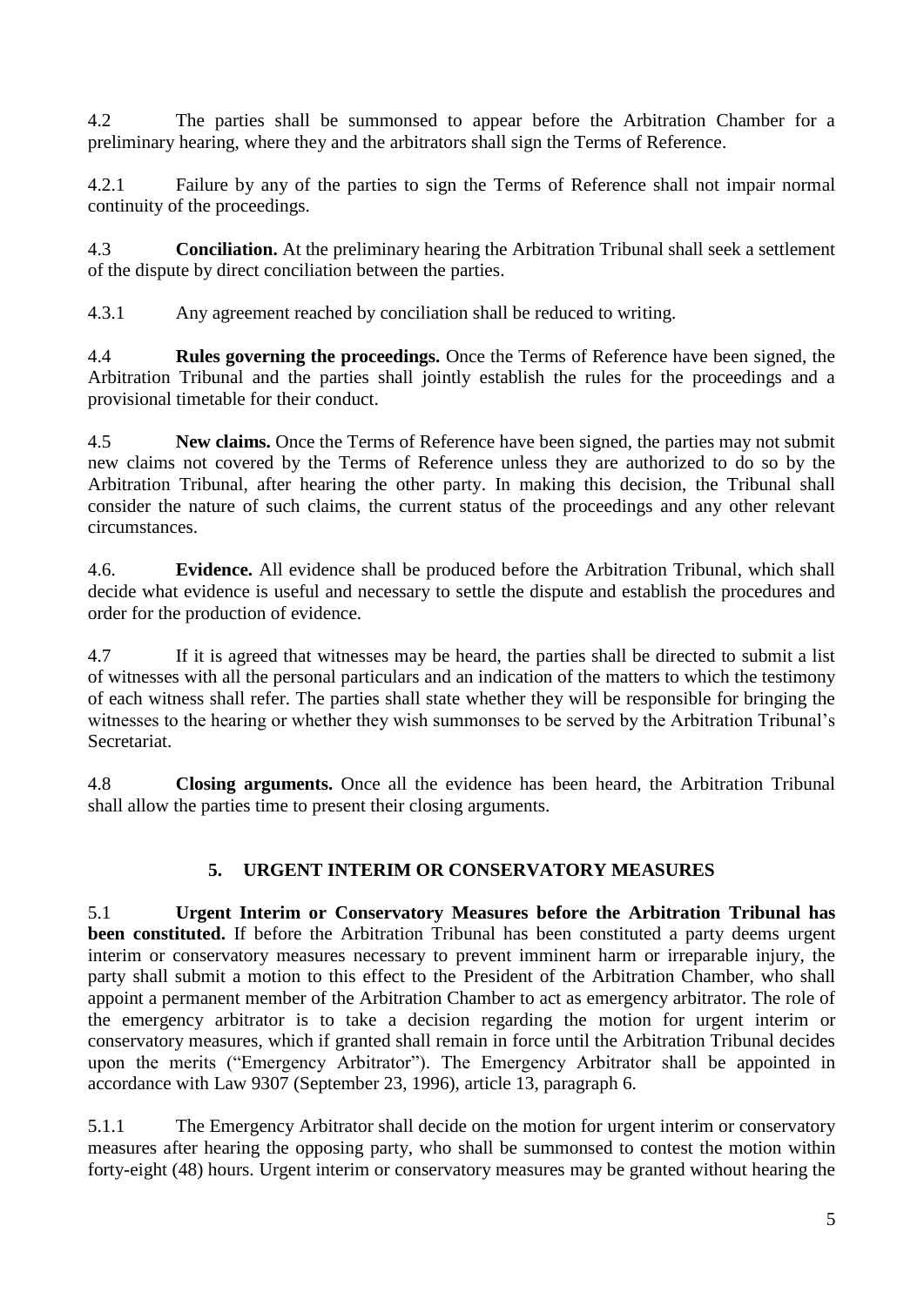4.2 The parties shall be summonsed to appear before the Arbitration Chamber for a preliminary hearing, where they and the arbitrators shall sign the Terms of Reference.

4.2.1 Failure by any of the parties to sign the Terms of Reference shall not impair normal continuity of the proceedings.

4.3 **Conciliation.** At the preliminary hearing the Arbitration Tribunal shall seek a settlement of the dispute by direct conciliation between the parties.

4.3.1 Any agreement reached by conciliation shall be reduced to writing.

4.4 **Rules governing the proceedings.** Once the Terms of Reference have been signed, the Arbitration Tribunal and the parties shall jointly establish the rules for the proceedings and a provisional timetable for their conduct.

4.5 **New claims.** Once the Terms of Reference have been signed, the parties may not submit new claims not covered by the Terms of Reference unless they are authorized to do so by the Arbitration Tribunal, after hearing the other party. In making this decision, the Tribunal shall consider the nature of such claims, the current status of the proceedings and any other relevant circumstances.

4.6. **Evidence.** All evidence shall be produced before the Arbitration Tribunal, which shall decide what evidence is useful and necessary to settle the dispute and establish the procedures and order for the production of evidence.

4.7 If it is agreed that witnesses may be heard, the parties shall be directed to submit a list of witnesses with all the personal particulars and an indication of the matters to which the testimony of each witness shall refer. The parties shall state whether they will be responsible for bringing the witnesses to the hearing or whether they wish summonses to be served by the Arbitration Tribunal's Secretariat.

4.8 **Closing arguments.** Once all the evidence has been heard, the Arbitration Tribunal shall allow the parties time to present their closing arguments.

## 5. URGENT INTERIM OR CONSERVATORY MEASURES

5.1 **Urgent Interim or Conservatory Measures before the Arbitration Tribunal has been constituted.** If before the Arbitration Tribunal has been constituted a party deems urgent interim or conservatory measures necessary to prevent imminent harm or irreparable injury, the party shall submit a motion to this effect to the President of the Arbitration Chamber, who shall appoint a permanent member of the Arbitration Chamber to act as emergency arbitrator. The role of the emergency arbitrator is to take a decision regarding the motion for urgent interim or conservatory measures, which if granted shall remain in force until the Arbitration Tribunal decides upon the merits ("Emergency Arbitrator"). The Emergency Arbitrator shall be appointed in accordance with Law 9307 (September 23, 1996), article 13, paragraph 6.

5.1.1 The Emergency Arbitrator shall decide on the motion for urgent interim or conservatory measures after hearing the opposing party, who shall be summonsed to contest the motion within forty-eight (48) hours. Urgent interim or conservatory measures may be granted without hearing the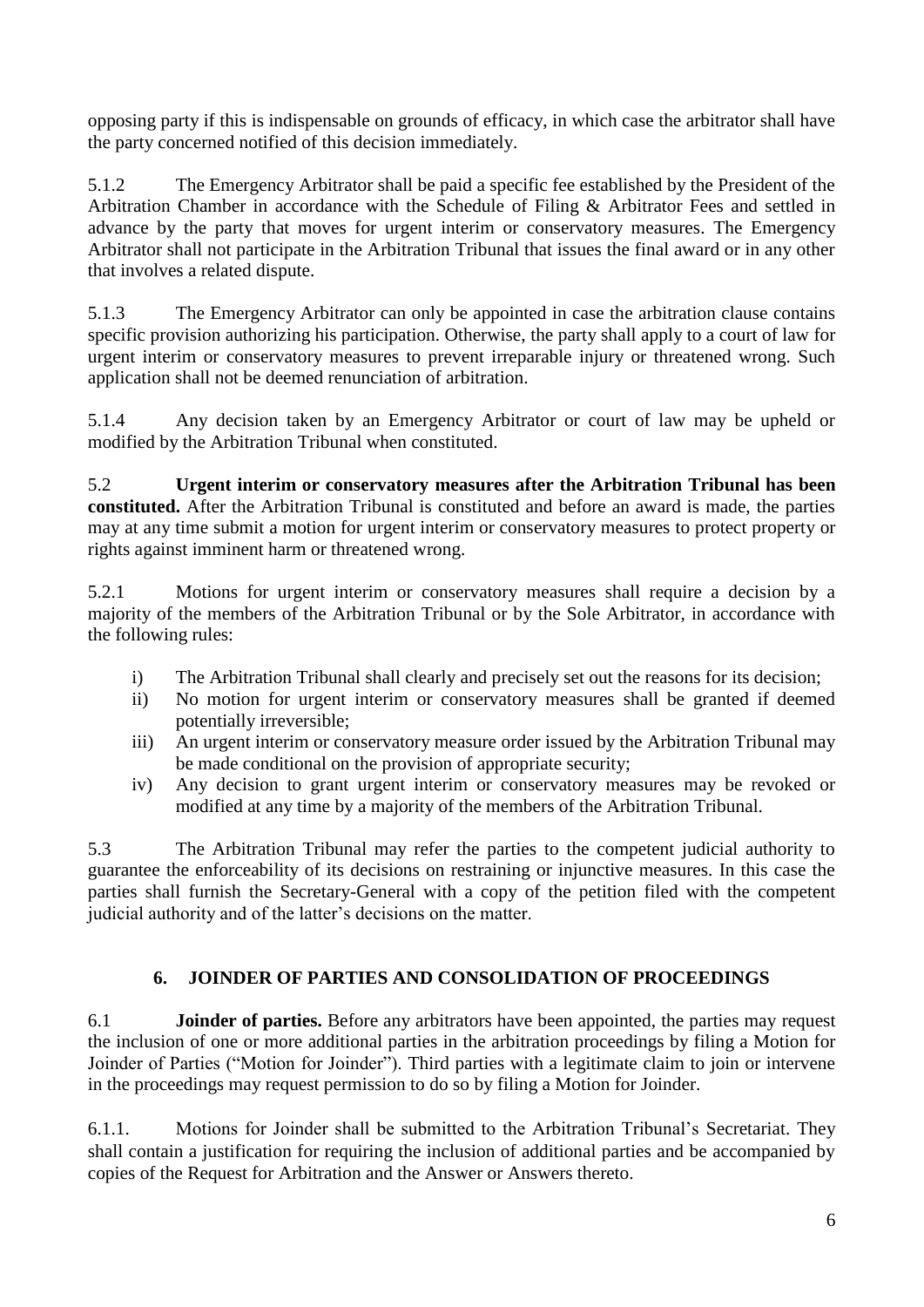opposing party if this is indispensable on grounds of efficacy, in which case the arbitrator shall have the party concerned notified of this decision immediately.

5.1.2 The Emergency Arbitrator shall be paid a specific fee established by the President of the Arbitration Chamber in accordance with the Schedule of Filing & Arbitrator Fees and settled in advance by the party that moves for urgent interim or conservatory measures. The Emergency Arbitrator shall not participate in the Arbitration Tribunal that issues the final award or in any other that involves a related dispute.

5.1.3 The Emergency Arbitrator can only be appointed in case the arbitration clause contains specific provision authorizing his participation. Otherwise, the party shall apply to a court of law for urgent interim or conservatory measures to prevent irreparable injury or threatened wrong. Such application shall not be deemed renunciation of arbitration.

5.1.4 Any decision taken by an Emergency Arbitrator or court of law may be upheld or modified by the Arbitration Tribunal when constituted.

5.2 **Urgent interim or conservatory measures after the Arbitration Tribunal has been constituted.** After the Arbitration Tribunal is constituted and before an award is made, the parties may at any time submit a motion for urgent interim or conservatory measures to protect property or rights against imminent harm or threatened wrong.

5.2.1 Motions for urgent interim or conservatory measures shall require a decision by a majority of the members of the Arbitration Tribunal or by the Sole Arbitrator, in accordance with the following rules:

i) The Arbitration Tribunal shall clearly and precisely set out the reasons for its decision;
ii) No motion for urgent interim or conservatory measures shall be granted if deemed potentially irreversible;
iii) An urgent interim or conservatory measure order issued by the Arbitration Tribunal may be made conditional on the provision of appropriate security;
iv) Any decision to grant urgent interim or conservatory measures may be revoked or modified at any time by a majority of the members of the Arbitration Tribunal.

5.3 The Arbitration Tribunal may refer the parties to the competent judicial authority to guarantee the enforceability of its decisions on restraining or injunctive measures. In this case the parties shall furnish the Secretary-General with a copy of the petition filed with the competent judicial authority and of the latter's decisions on the matter.

## 6. JOINDER OF PARTIES AND CONSOLIDATION OF PROCEEDINGS

6.1 **Joinder of parties.** Before any arbitrators have been appointed, the parties may request the inclusion of one or more additional parties in the arbitration proceedings by filing a Motion for Joinder of Parties ("Motion for Joinder"). Third parties with a legitimate claim to join or intervene in the proceedings may request permission to do so by filing a Motion for Joinder.

6.1.1. Motions for Joinder shall be submitted to the Arbitration Tribunal's Secretariat. They shall contain a justification for requiring the inclusion of additional parties and be accompanied by copies of the Request for Arbitration and the Answer or Answers thereto.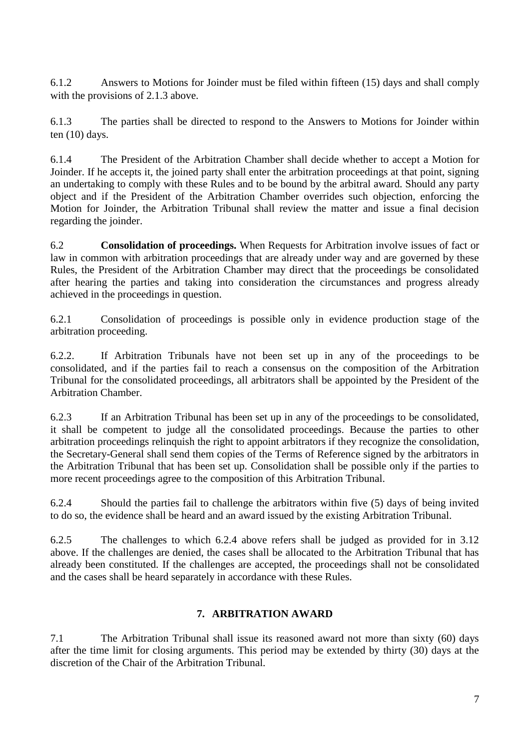6.1.2 Answers to Motions for Joinder must be filed within fifteen (15) days and shall comply with the provisions of 2.1.3 above.

6.1.3 The parties shall be directed to respond to the Answers to Motions for Joinder within ten (10) days.

6.1.4 The President of the Arbitration Chamber shall decide whether to accept a Motion for Joinder. If he accepts it, the joined party shall enter the arbitration proceedings at that point, signing an undertaking to comply with these Rules and to be bound by the arbitral award. Should any party object and if the President of the Arbitration Chamber overrides such objection, enforcing the Motion for Joinder, the Arbitration Tribunal shall review the matter and issue a final decision regarding the joinder.

6.2 **Consolidation of proceedings.** When Requests for Arbitration involve issues of fact or law in common with arbitration proceedings that are already under way and are governed by these Rules, the President of the Arbitration Chamber may direct that the proceedings be consolidated after hearing the parties and taking into consideration the circumstances and progress already achieved in the proceedings in question.

6.2.1 Consolidation of proceedings is possible only in evidence production stage of the arbitration proceeding.

6.2.2. If Arbitration Tribunals have not been set up in any of the proceedings to be consolidated, and if the parties fail to reach a consensus on the composition of the Arbitration Tribunal for the consolidated proceedings, all arbitrators shall be appointed by the President of the Arbitration Chamber.

6.2.3 If an Arbitration Tribunal has been set up in any of the proceedings to be consolidated, it shall be competent to judge all the consolidated proceedings. Because the parties to other arbitration proceedings relinquish the right to appoint arbitrators if they recognize the consolidation, the Secretary-General shall send them copies of the Terms of Reference signed by the arbitrators in the Arbitration Tribunal that has been set up. Consolidation shall be possible only if the parties to more recent proceedings agree to the composition of this Arbitration Tribunal.

6.2.4 Should the parties fail to challenge the arbitrators within five (5) days of being invited to do so, the evidence shall be heard and an award issued by the existing Arbitration Tribunal.

6.2.5 The challenges to which 6.2.4 above refers shall be judged as provided for in 3.12 above. If the challenges are denied, the cases shall be allocated to the Arbitration Tribunal that has already been constituted. If the challenges are accepted, the proceedings shall not be consolidated and the cases shall be heard separately in accordance with these Rules.

## 7. ARBITRATION AWARD

7.1 The Arbitration Tribunal shall issue its reasoned award not more than sixty (60) days after the time limit for closing arguments. This period may be extended by thirty (30) days at the discretion of the Chair of the Arbitration Tribunal.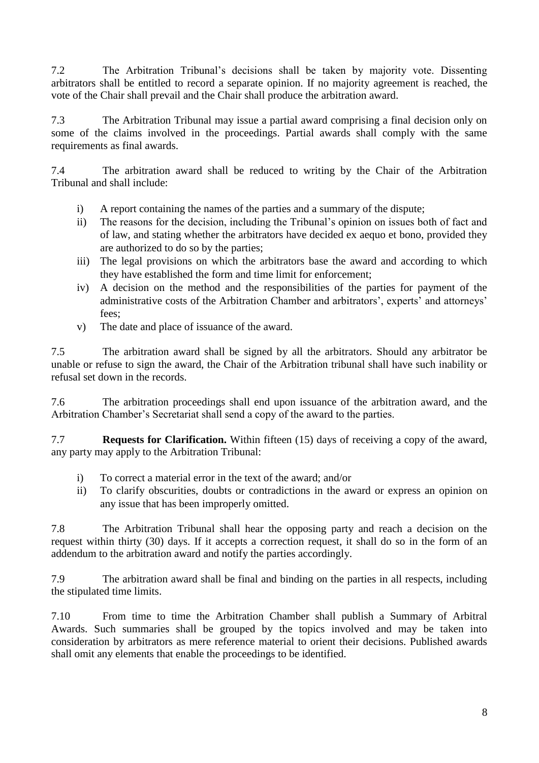7.2 The Arbitration Tribunal's decisions shall be taken by majority vote. Dissenting arbitrators shall be entitled to record a separate opinion. If no majority agreement is reached, the vote of the Chair shall prevail and the Chair shall produce the arbitration award.

7.3 The Arbitration Tribunal may issue a partial award comprising a final decision only on some of the claims involved in the proceedings. Partial awards shall comply with the same requirements as final awards.

7.4 The arbitration award shall be reduced to writing by the Chair of the Arbitration Tribunal and shall include:

i) A report containing the names of the parties and a summary of the dispute;
ii) The reasons for the decision, including the Tribunal's opinion on issues both of fact and of law, and stating whether the arbitrators have decided ex aequo et bono, provided they are authorized to do so by the parties;
iii) The legal provisions on which the arbitrators base the award and according to which they have established the form and time limit for enforcement;
iv) A decision on the method and the responsibilities of the parties for payment of the administrative costs of the Arbitration Chamber and arbitrators', experts' and attorneys' fees;
v) The date and place of issuance of the award.

7.5 The arbitration award shall be signed by all the arbitrators. Should any arbitrator be unable or refuse to sign the award, the Chair of the Arbitration tribunal shall have such inability or refusal set down in the records.

7.6 The arbitration proceedings shall end upon issuance of the arbitration award, and the Arbitration Chamber's Secretariat shall send a copy of the award to the parties.

7.7 **Requests for Clarification.** Within fifteen (15) days of receiving a copy of the award, any party may apply to the Arbitration Tribunal:

i) To correct a material error in the text of the award; and/or
ii) To clarify obscurities, doubts or contradictions in the award or express an opinion on any issue that has been improperly omitted.

7.8 The Arbitration Tribunal shall hear the opposing party and reach a decision on the request within thirty (30) days. If it accepts a correction request, it shall do so in the form of an addendum to the arbitration award and notify the parties accordingly.

7.9 The arbitration award shall be final and binding on the parties in all respects, including the stipulated time limits.

7.10 From time to time the Arbitration Chamber shall publish a Summary of Arbitral Awards. Such summaries shall be grouped by the topics involved and may be taken into consideration by arbitrators as mere reference material to orient their decisions. Published awards shall omit any elements that enable the proceedings to be identified.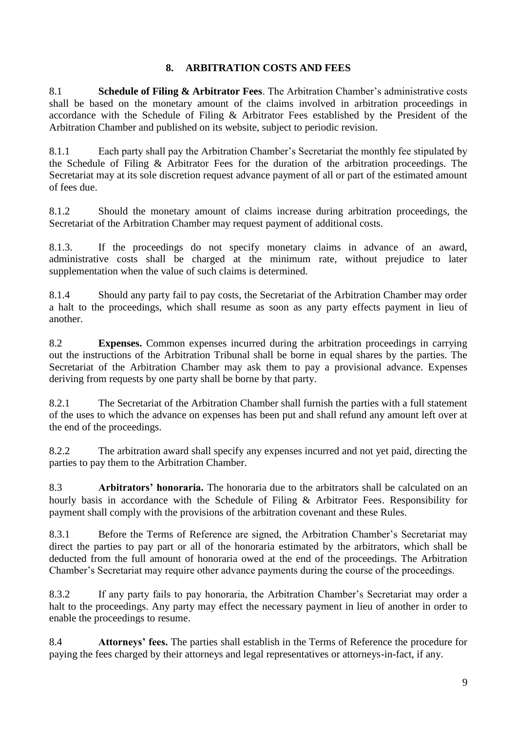## 8. ARBITRATION COSTS AND FEES

8.1 **Schedule of Filing & Arbitrator Fees**. The Arbitration Chamber's administrative costs shall be based on the monetary amount of the claims involved in arbitration proceedings in accordance with the Schedule of Filing & Arbitrator Fees established by the President of the Arbitration Chamber and published on its website, subject to periodic revision.

8.1.1 Each party shall pay the Arbitration Chamber's Secretariat the monthly fee stipulated by the Schedule of Filing & Arbitrator Fees for the duration of the arbitration proceedings. The Secretariat may at its sole discretion request advance payment of all or part of the estimated amount of fees due.

8.1.2 Should the monetary amount of claims increase during arbitration proceedings, the Secretariat of the Arbitration Chamber may request payment of additional costs.

8.1.3. If the proceedings do not specify monetary claims in advance of an award, administrative costs shall be charged at the minimum rate, without prejudice to later supplementation when the value of such claims is determined.

8.1.4 Should any party fail to pay costs, the Secretariat of the Arbitration Chamber may order a halt to the proceedings, which shall resume as soon as any party effects payment in lieu of another.

8.2 **Expenses.** Common expenses incurred during the arbitration proceedings in carrying out the instructions of the Arbitration Tribunal shall be borne in equal shares by the parties. The Secretariat of the Arbitration Chamber may ask them to pay a provisional advance. Expenses deriving from requests by one party shall be borne by that party.

8.2.1 The Secretariat of the Arbitration Chamber shall furnish the parties with a full statement of the uses to which the advance on expenses has been put and shall refund any amount left over at the end of the proceedings.

8.2.2 The arbitration award shall specify any expenses incurred and not yet paid, directing the parties to pay them to the Arbitration Chamber.

8.3 **Arbitrators' honoraria.** The honoraria due to the arbitrators shall be calculated on an hourly basis in accordance with the Schedule of Filing & Arbitrator Fees. Responsibility for payment shall comply with the provisions of the arbitration covenant and these Rules.

8.3.1 Before the Terms of Reference are signed, the Arbitration Chamber's Secretariat may direct the parties to pay part or all of the honoraria estimated by the arbitrators, which shall be deducted from the full amount of honoraria owed at the end of the proceedings. The Arbitration Chamber's Secretariat may require other advance payments during the course of the proceedings.

8.3.2 If any party fails to pay honoraria, the Arbitration Chamber's Secretariat may order a halt to the proceedings. Any party may effect the necessary payment in lieu of another in order to enable the proceedings to resume.

8.4 **Attorneys' fees.** The parties shall establish in the Terms of Reference the procedure for paying the fees charged by their attorneys and legal representatives or attorneys-in-fact, if any.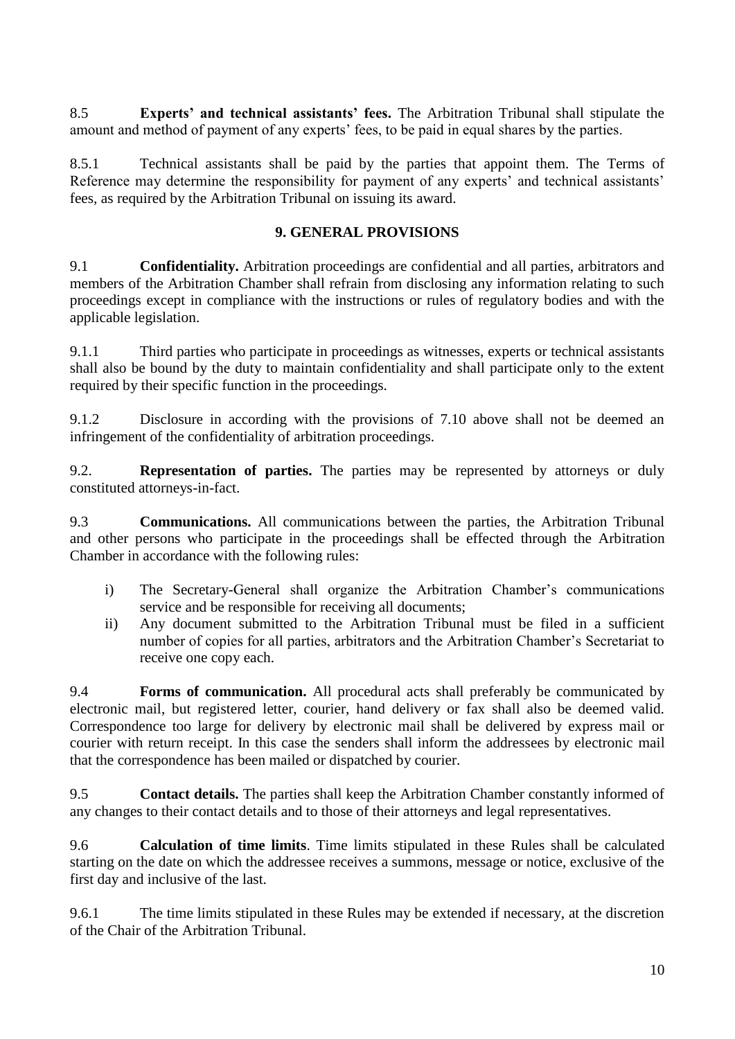8.5 **Experts' and technical assistants' fees.** The Arbitration Tribunal shall stipulate the amount and method of payment of any experts' fees, to be paid in equal shares by the parties.

8.5.1 Technical assistants shall be paid by the parties that appoint them. The Terms of Reference may determine the responsibility for payment of any experts' and technical assistants' fees, as required by the Arbitration Tribunal on issuing its award.

## 9. GENERAL PROVISIONS

9.1 **Confidentiality.** Arbitration proceedings are confidential and all parties, arbitrators and members of the Arbitration Chamber shall refrain from disclosing any information relating to such proceedings except in compliance with the instructions or rules of regulatory bodies and with the applicable legislation.

9.1.1 Third parties who participate in proceedings as witnesses, experts or technical assistants shall also be bound by the duty to maintain confidentiality and shall participate only to the extent required by their specific function in the proceedings.

9.1.2 Disclosure in according with the provisions of 7.10 above shall not be deemed an infringement of the confidentiality of arbitration proceedings.

9.2. **Representation of parties.** The parties may be represented by attorneys or duly constituted attorneys-in-fact.

9.3 **Communications.** All communications between the parties, the Arbitration Tribunal and other persons who participate in the proceedings shall be effected through the Arbitration Chamber in accordance with the following rules:

i) The Secretary-General shall organize the Arbitration Chamber's communications service and be responsible for receiving all documents;
ii) Any document submitted to the Arbitration Tribunal must be filed in a sufficient number of copies for all parties, arbitrators and the Arbitration Chamber's Secretariat to receive one copy each.

9.4 **Forms of communication.** All procedural acts shall preferably be communicated by electronic mail, but registered letter, courier, hand delivery or fax shall also be deemed valid. Correspondence too large for delivery by electronic mail shall be delivered by express mail or courier with return receipt. In this case the senders shall inform the addressees by electronic mail that the correspondence has been mailed or dispatched by courier.

9.5 **Contact details.** The parties shall keep the Arbitration Chamber constantly informed of any changes to their contact details and to those of their attorneys and legal representatives.

9.6 **Calculation of time limits**. Time limits stipulated in these Rules shall be calculated starting on the date on which the addressee receives a summons, message or notice, exclusive of the first day and inclusive of the last.

9.6.1 The time limits stipulated in these Rules may be extended if necessary, at the discretion of the Chair of the Arbitration Tribunal.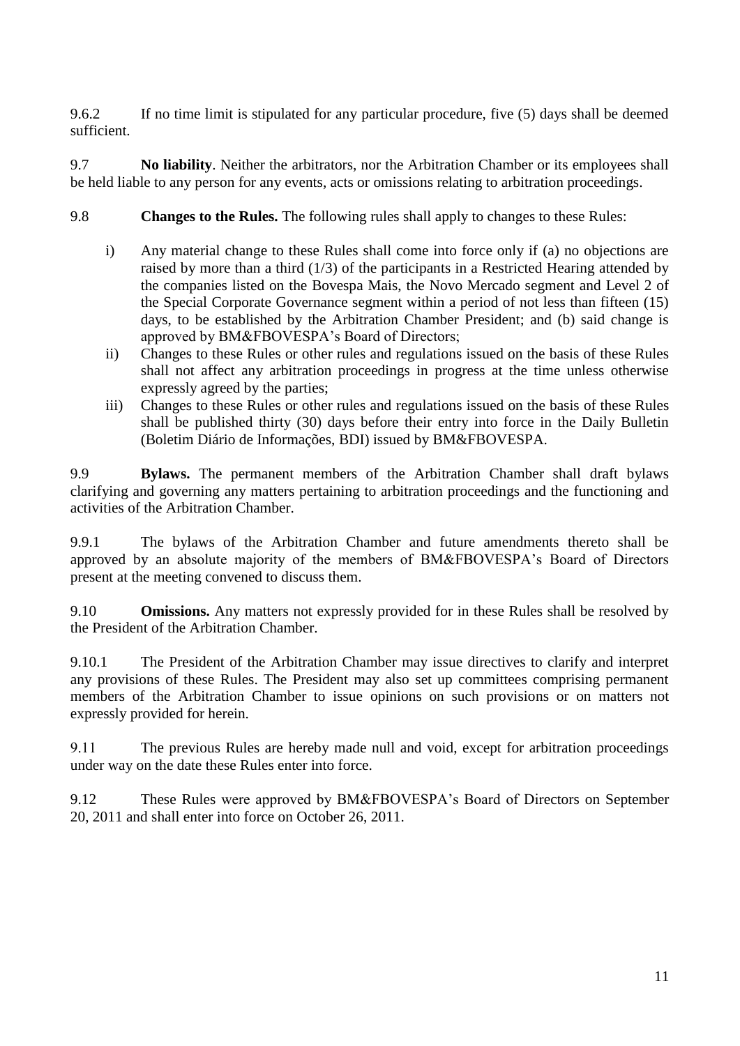9.6.2 If no time limit is stipulated for any particular procedure, five (5) days shall be deemed sufficient.

9.7 **No liability**. Neither the arbitrators, nor the Arbitration Chamber or its employees shall be held liable to any person for any events, acts or omissions relating to arbitration proceedings.

9.8 **Changes to the Rules.** The following rules shall apply to changes to these Rules:

i) Any material change to these Rules shall come into force only if (a) no objections are raised by more than a third (1/3) of the participants in a Restricted Hearing attended by the companies listed on the Bovespa Mais, the Novo Mercado segment and Level 2 of the Special Corporate Governance segment within a period of not less than fifteen (15) days, to be established by the Arbitration Chamber President; and (b) said change is approved by BM&FBOVESPA's Board of Directors;
ii) Changes to these Rules or other rules and regulations issued on the basis of these Rules shall not affect any arbitration proceedings in progress at the time unless otherwise expressly agreed by the parties;
iii) Changes to these Rules or other rules and regulations issued on the basis of these Rules shall be published thirty (30) days before their entry into force in the Daily Bulletin (Boletim Diário de Informações, BDI) issued by BM&FBOVESPA.

9.9 **Bylaws.** The permanent members of the Arbitration Chamber shall draft bylaws clarifying and governing any matters pertaining to arbitration proceedings and the functioning and activities of the Arbitration Chamber.

9.9.1 The bylaws of the Arbitration Chamber and future amendments thereto shall be approved by an absolute majority of the members of BM&FBOVESPA's Board of Directors present at the meeting convened to discuss them.

9.10 **Omissions.** Any matters not expressly provided for in these Rules shall be resolved by the President of the Arbitration Chamber.

9.10.1 The President of the Arbitration Chamber may issue directives to clarify and interpret any provisions of these Rules. The President may also set up committees comprising permanent members of the Arbitration Chamber to issue opinions on such provisions or on matters not expressly provided for herein.

9.11 The previous Rules are hereby made null and void, except for arbitration proceedings under way on the date these Rules enter into force.

9.12 These Rules were approved by BM&FBOVESPA's Board of Directors on September 20, 2011 and shall enter into force on October 26, 2011.